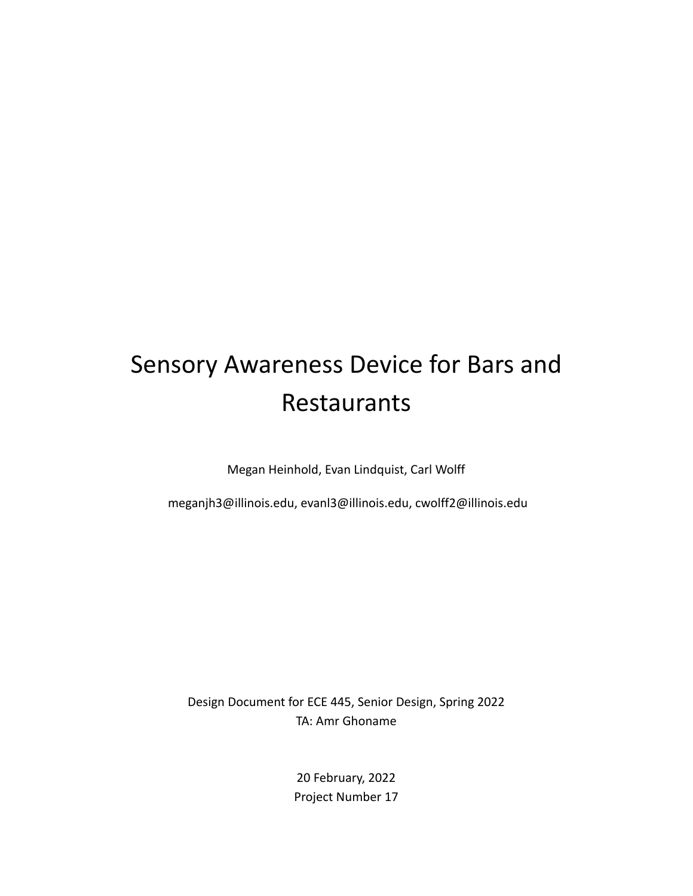# Sensory Awareness Device for Bars and Restaurants

Megan Heinhold, Evan Lindquist, Carl Wolff

meganjh3@illinois.edu, evanl3@illinois.edu, cwolff2@illinois.edu

Design Document for ECE 445, Senior Design, Spring 2022

TA: Amr Ghoname

20 February, 2022

Project Number 17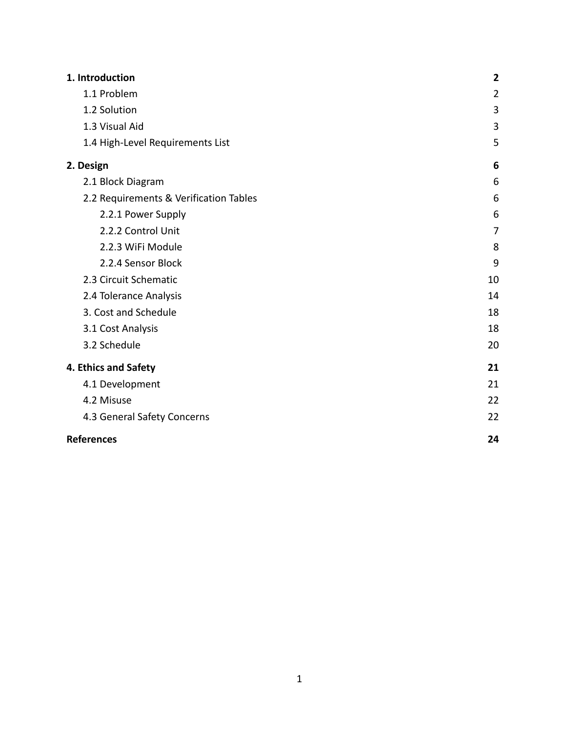| | |
|---|---|
| **1. Introduction** | **2** |
| 1.1 Problem | 2 |
| 1.2 Solution | 3 |
| 1.3 Visual Aid | 3 |
| 1.4 High-Level Requirements List | 5 |
| **2. Design** | **6** |
| 2.1 Block Diagram | 6 |
| 2.2 Requirements & Verification Tables | 6 |
| 2.2.1 Power Supply | 6 |
| 2.2.2 Control Unit | 7 |
| 2.2.3 WiFi Module | 8 |
| 2.2.4 Sensor Block | 9 |
| 2.3 Circuit Schematic | 10 |
| 2.4 Tolerance Analysis | 14 |
| 3. Cost and Schedule | 18 |
| 3.1 Cost Analysis | 18 |
| 3.2 Schedule | 20 |
| **4. Ethics and Safety** | **21** |
| 4.1 Development | 21 |
| 4.2 Misuse | 22 |
| 4.3 General Safety Concerns | 22 |
| **References** | **24** |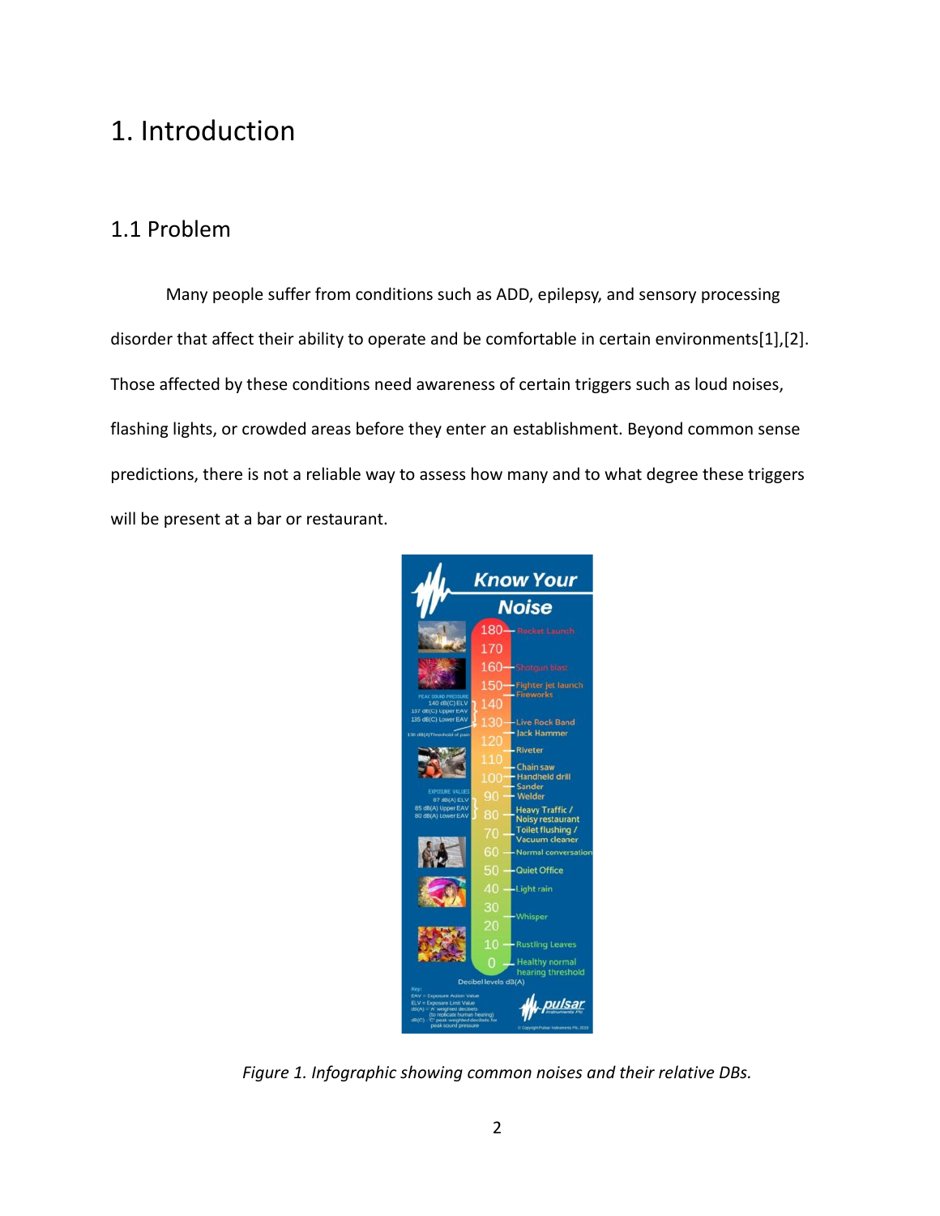# 1. Introduction

## 1.1 Problem

Many people suffer from conditions such as ADD, epilepsy, and sensory processing disorder that affect their ability to operate and be comfortable in certain environments[1],[2]. Those affected by these conditions need awareness of certain triggers such as loud noises, flashing lights, or crowded areas before they enter an establishment. Beyond common sense predictions, there is not a reliable way to assess how many and to what degree these triggers will be present at a bar or restaurant.

*Figure 1. Infographic showing common noises and their relative DBs.*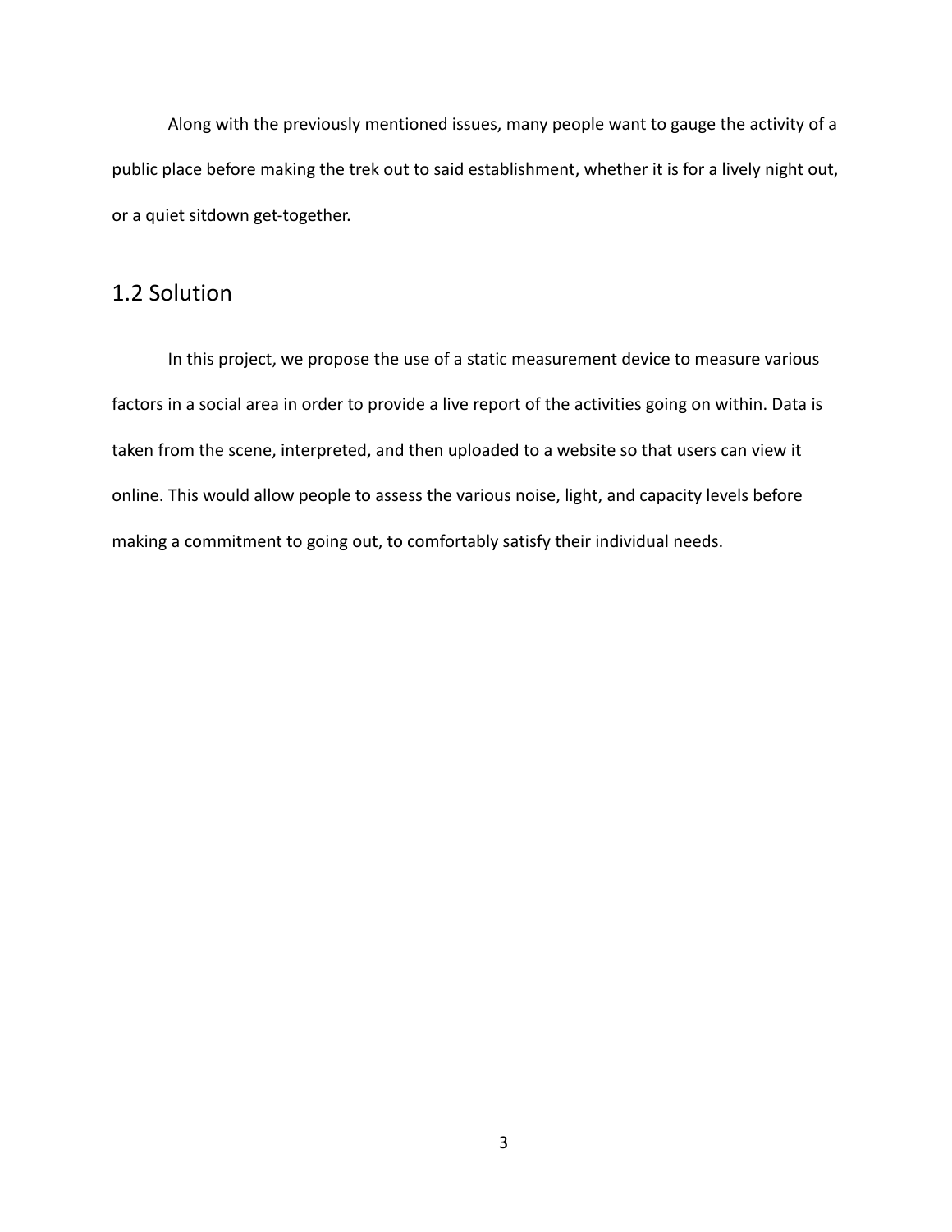Along with the previously mentioned issues, many people want to gauge the activity of a public place before making the trek out to said establishment, whether it is for a lively night out, or a quiet sitdown get-together.

## 1.2 Solution

In this project, we propose the use of a static measurement device to measure various factors in a social area in order to provide a live report of the activities going on within. Data is taken from the scene, interpreted, and then uploaded to a website so that users can view it online. This would allow people to assess the various noise, light, and capacity levels before making a commitment to going out, to comfortably satisfy their individual needs.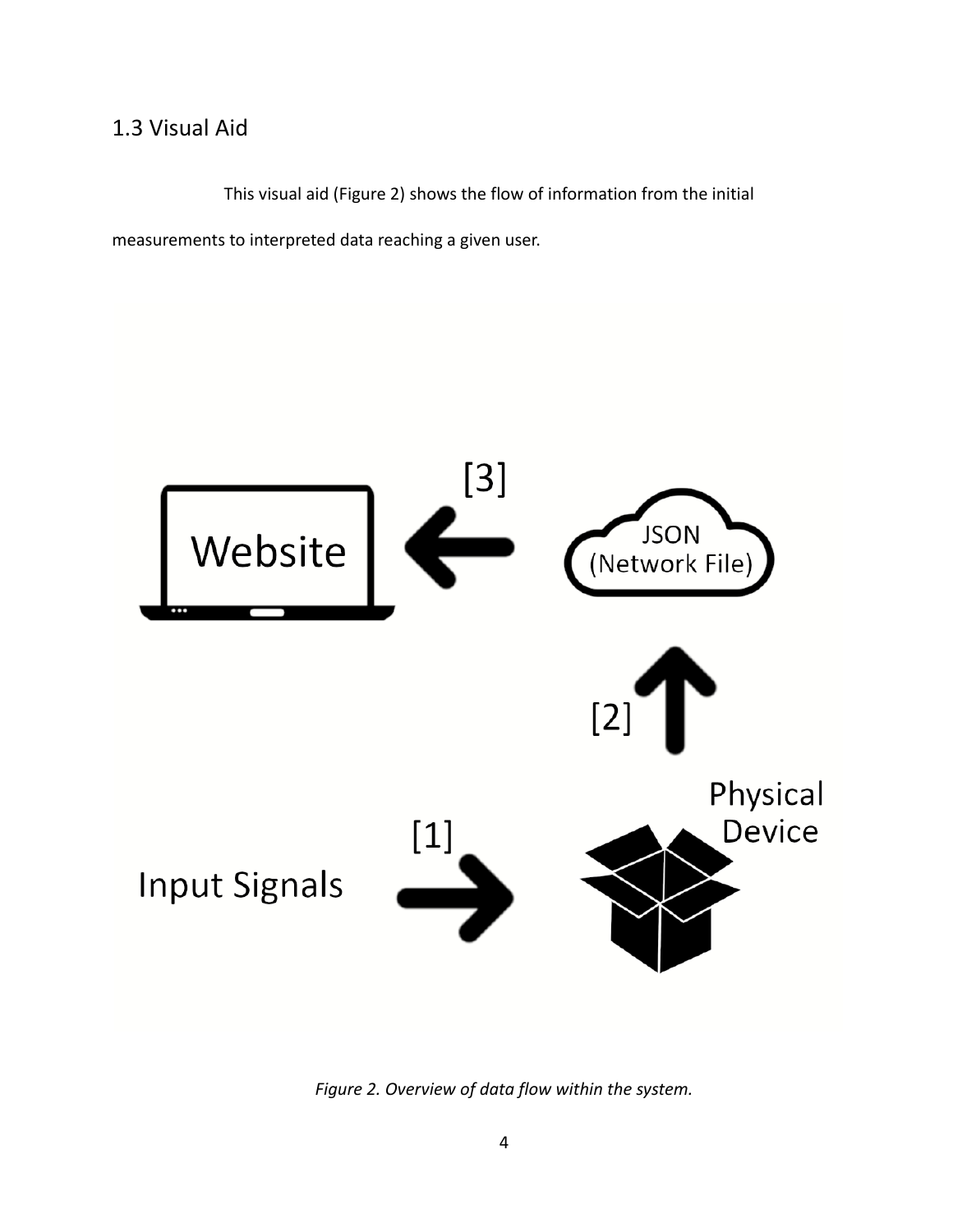## 1.3 Visual Aid

This visual aid (Figure 2) shows the flow of information from the initial measurements to interpreted data reaching a given user.

*Figure 2. Overview of data flow within the system.*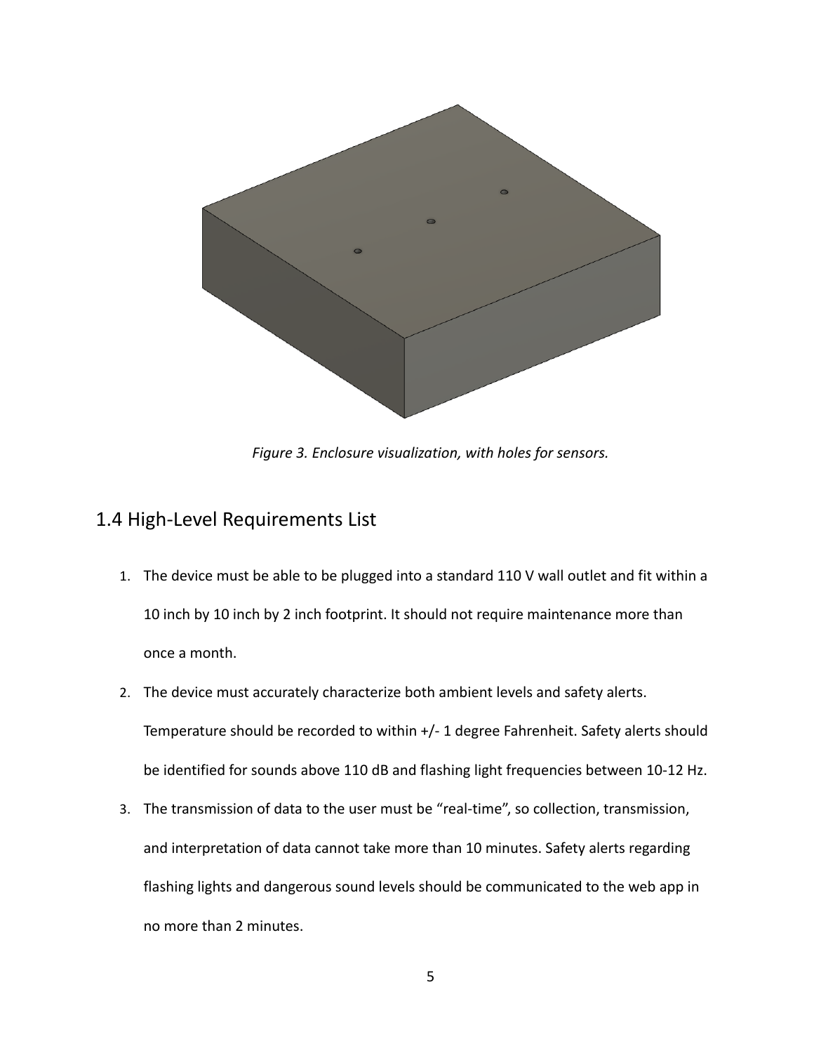*Figure 3. Enclosure visualization, with holes for sensors.*

## 1.4 High-Level Requirements List

1. The device must be able to be plugged into a standard 110 V wall outlet and fit within a 10 inch by 10 inch by 2 inch footprint. It should not require maintenance more than once a month.
2. The device must accurately characterize both ambient levels and safety alerts. Temperature should be recorded to within +/- 1 degree Fahrenheit. Safety alerts should be identified for sounds above 110 dB and flashing light frequencies between 10-12 Hz.
3. The transmission of data to the user must be "real-time", so collection, transmission, and interpretation of data cannot take more than 10 minutes. Safety alerts regarding flashing lights and dangerous sound levels should be communicated to the web app in no more than 2 minutes.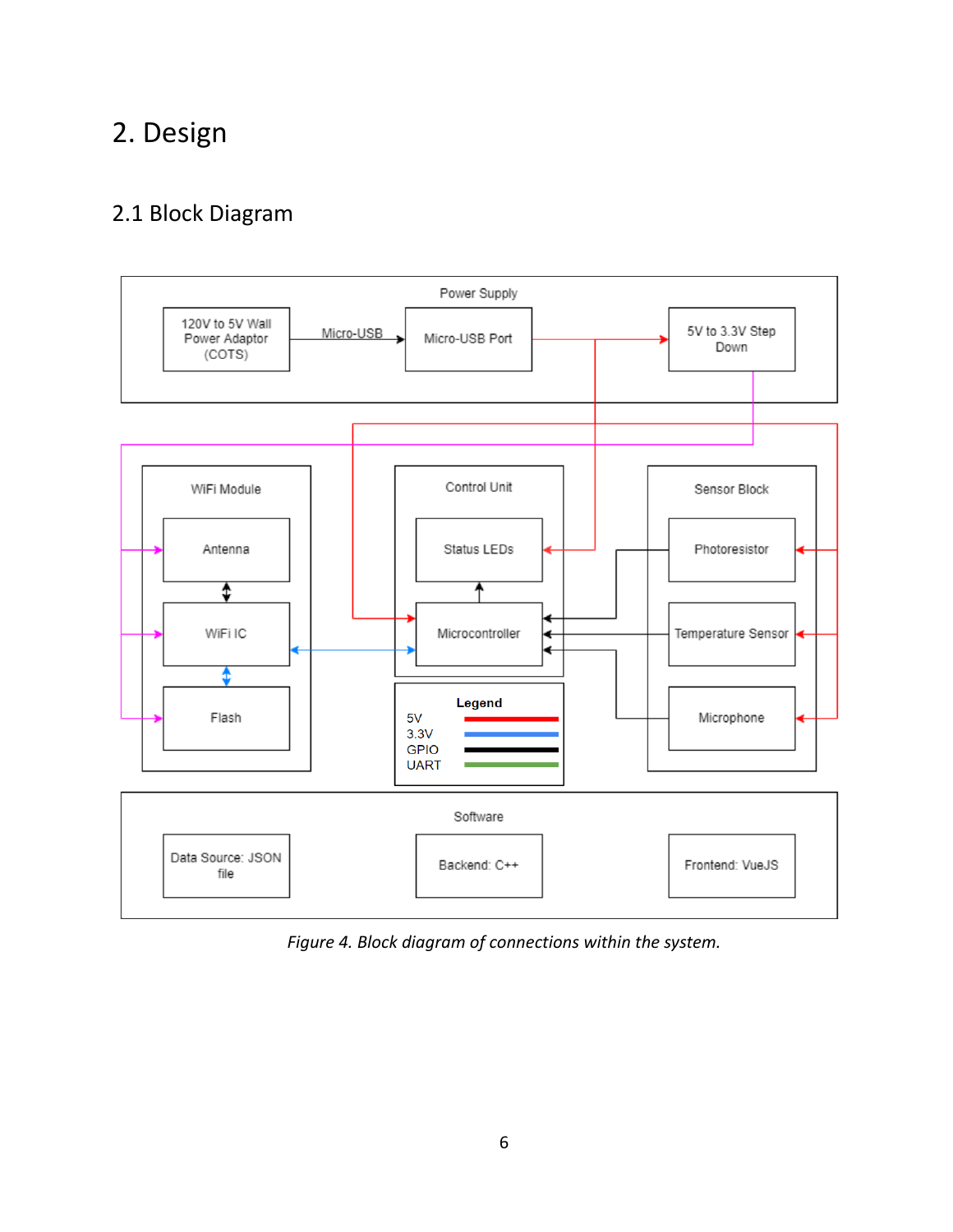# 2. Design

## 2.1 Block Diagram

*Figure 4. Block diagram of connections within the system.*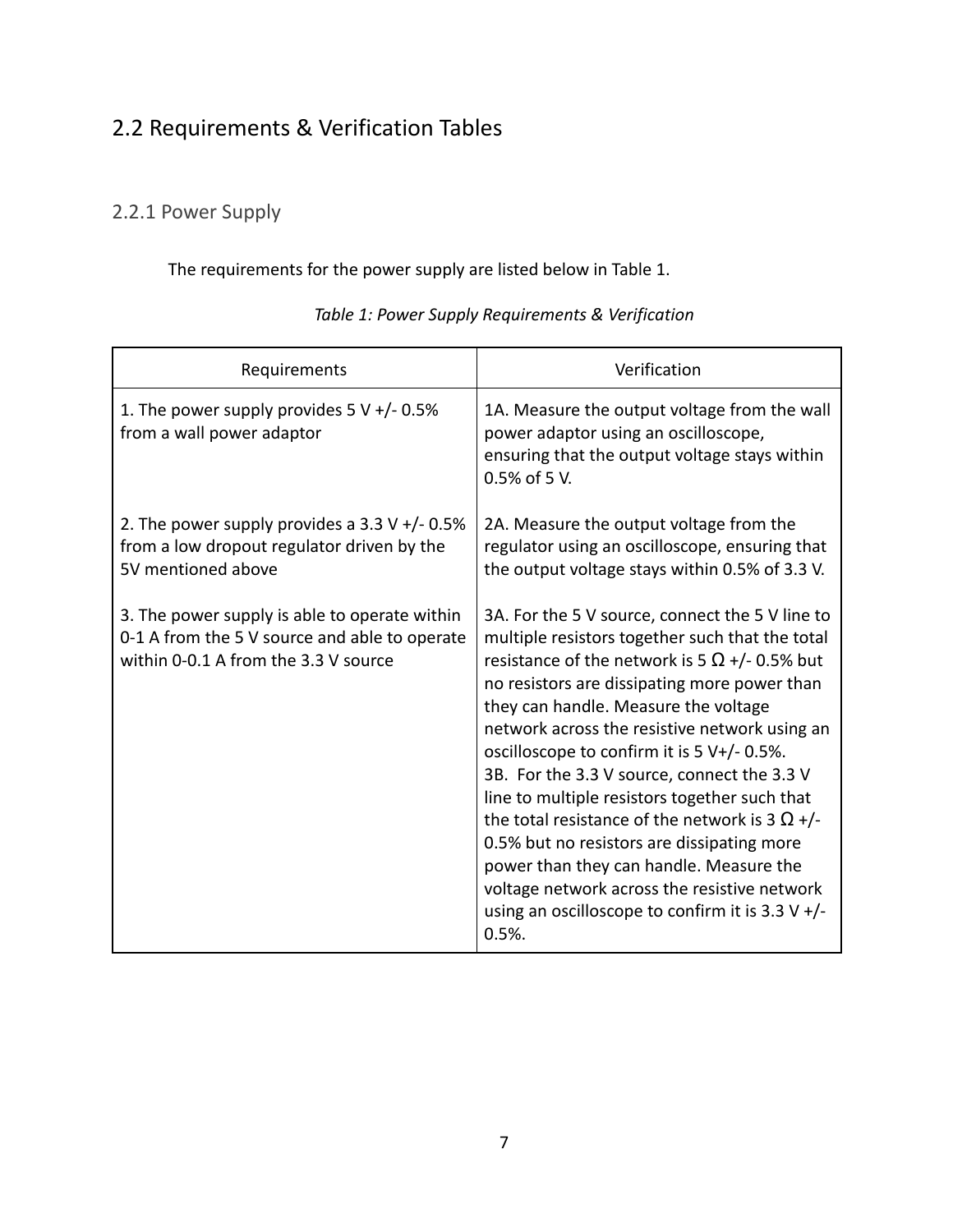## 2.2 Requirements & Verification Tables

### 2.2.1 Power Supply

The requirements for the power supply are listed below in Table 1.

*Table 1: Power Supply Requirements & Verification*

| Requirements | Verification |
| --- | --- |
| 1. The power supply provides 5 V +/- 0.5% from a wall power adaptor | 1A. Measure the output voltage from the wall power adaptor using an oscilloscope, ensuring that the output voltage stays within 0.5% of 5 V. |
| 2. The power supply provides a 3.3 V +/- 0.5% from a low dropout regulator driven by the 5V mentioned above | 2A. Measure the output voltage from the regulator using an oscilloscope, ensuring that the output voltage stays within 0.5% of 3.3 V. |
| 3. The power supply is able to operate within 0-1 A from the 5 V source and able to operate within 0-0.1 A from the 3.3 V source | 3A. For the 5 V source, connect the 5 V line to multiple resistors together such that the total resistance of the network is 5 Ω +/- 0.5% but no resistors are dissipating more power than they can handle. Measure the voltage network across the resistive network using an oscilloscope to confirm it is 5 V+/- 0.5%. 3B. For the 3.3 V source, connect the 3.3 V line to multiple resistors together such that the total resistance of the network is 3 Ω +/- 0.5% but no resistors are dissipating more power than they can handle. Measure the voltage network across the resistive network using an oscilloscope to confirm it is 3.3 V +/- 0.5%. |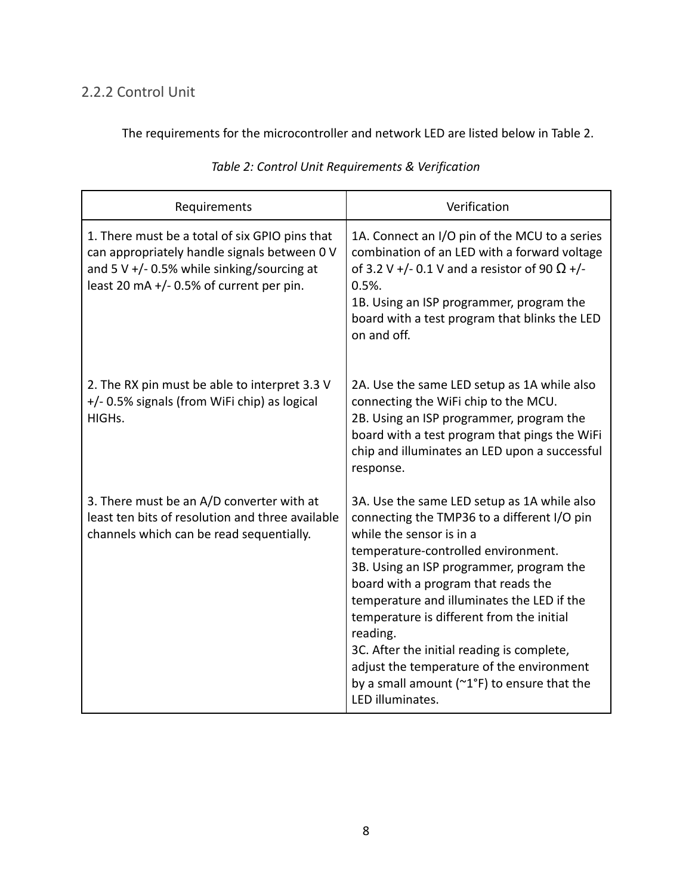### 2.2.2 Control Unit

The requirements for the microcontroller and network LED are listed below in Table 2.

*Table 2: Control Unit Requirements & Verification*

| Requirements | Verification |
|---|---|
| 1. There must be a total of six GPIO pins that can appropriately handle signals between 0 V and 5 V +/- 0.5% while sinking/sourcing at least 20 mA +/- 0.5% of current per pin. | 1A. Connect an I/O pin of the MCU to a series combination of an LED with a forward voltage of 3.2 V +/- 0.1 V and a resistor of 90 Ω +/- 0.5%.<br>1B. Using an ISP programmer, program the board with a test program that blinks the LED on and off. |
| 2. The RX pin must be able to interpret 3.3 V +/- 0.5% signals (from WiFi chip) as logical HIGHs. | 2A. Use the same LED setup as 1A while also connecting the WiFi chip to the MCU.<br>2B. Using an ISP programmer, program the board with a test program that pings the WiFi chip and illuminates an LED upon a successful response. |
| 3. There must be an A/D converter with at least ten bits of resolution and three available channels which can be read sequentially. | 3A. Use the same LED setup as 1A while also connecting the TMP36 to a different I/O pin while the sensor is in a temperature-controlled environment.<br>3B. Using an ISP programmer, program the board with a program that reads the temperature and illuminates the LED if the temperature is different from the initial reading.<br>3C. After the initial reading is complete, adjust the temperature of the environment by a small amount (~1°F) to ensure that the LED illuminates. |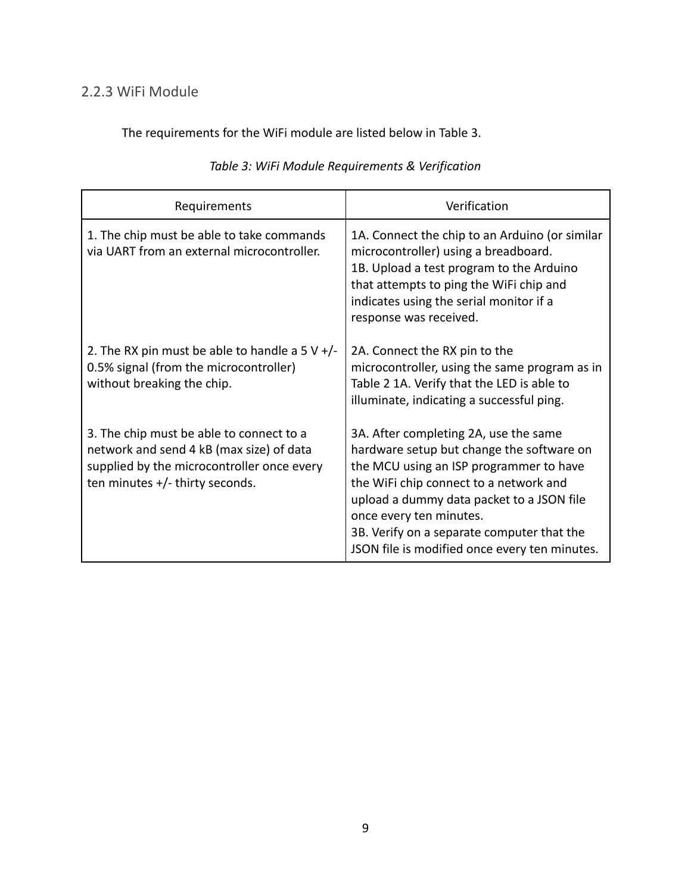### 2.2.3 WiFi Module

The requirements for the WiFi module are listed below in Table 3.

*Table 3: WiFi Module Requirements & Verification*

| Requirements | Verification |
| --- | --- |
| 1. The chip must be able to take commands via UART from an external microcontroller. | 1A. Connect the chip to an Arduino (or similar microcontroller) using a breadboard.<br>1B. Upload a test program to the Arduino that attempts to ping the WiFi chip and indicates using the serial monitor if a response was received. |
| 2. The RX pin must be able to handle a 5 V +/- 0.5% signal (from the microcontroller) without breaking the chip. | 2A. Connect the RX pin to the microcontroller, using the same program as in Table 2 1A. Verify that the LED is able to illuminate, indicating a successful ping. |
| 3. The chip must be able to connect to a network and send 4 kB (max size) of data supplied by the microcontroller once every ten minutes +/- thirty seconds. | 3A. After completing 2A, use the same hardware setup but change the software on the MCU using an ISP programmer to have the WiFi chip connect to a network and upload a dummy data packet to a JSON file once every ten minutes.<br>3B. Verify on a separate computer that the JSON file is modified once every ten minutes. |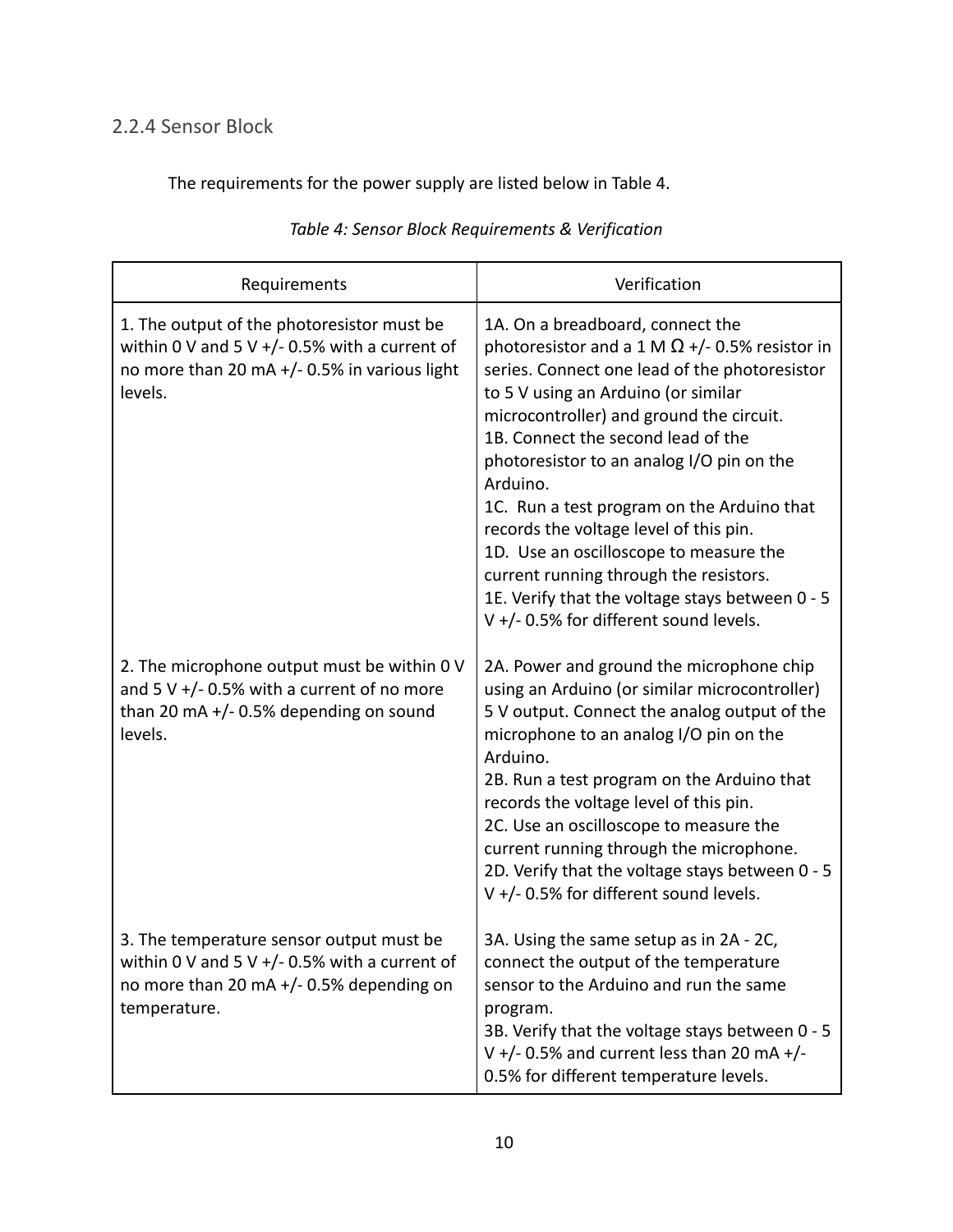### 2.2.4 Sensor Block

The requirements for the power supply are listed below in Table 4.

*Table 4: Sensor Block Requirements & Verification*

| Requirements | Verification |
|---|---|
| 1. The output of the photoresistor must be within 0 V and 5 V +/- 0.5% with a current of no more than 20 mA +/- 0.5% in various light levels. | 1A. On a breadboard, connect the photoresistor and a 1 M Ω +/- 0.5% resistor in series. Connect one lead of the photoresistor to 5 V using an Arduino (or similar microcontroller) and ground the circuit.<br>1B. Connect the second lead of the photoresistor to an analog I/O pin on the Arduino.<br>1C. Run a test program on the Arduino that records the voltage level of this pin.<br>1D. Use an oscilloscope to measure the current running through the resistors.<br>1E. Verify that the voltage stays between 0 - 5 V +/- 0.5% for different sound levels. |
| 2. The microphone output must be within 0 V and 5 V +/- 0.5% with a current of no more than 20 mA +/- 0.5% depending on sound levels. | 2A. Power and ground the microphone chip using an Arduino (or similar microcontroller) 5 V output. Connect the analog output of the microphone to an analog I/O pin on the Arduino.<br>2B. Run a test program on the Arduino that records the voltage level of this pin.<br>2C. Use an oscilloscope to measure the current running through the microphone.<br>2D. Verify that the voltage stays between 0 - 5 V +/- 0.5% for different sound levels. |
| 3. The temperature sensor output must be within 0 V and 5 V +/- 0.5% with a current of no more than 20 mA +/- 0.5% depending on temperature. | 3A. Using the same setup as in 2A - 2C, connect the output of the temperature sensor to the Arduino and run the same program.<br>3B. Verify that the voltage stays between 0 - 5 V +/- 0.5% and current less than 20 mA +/- 0.5% for different temperature levels. |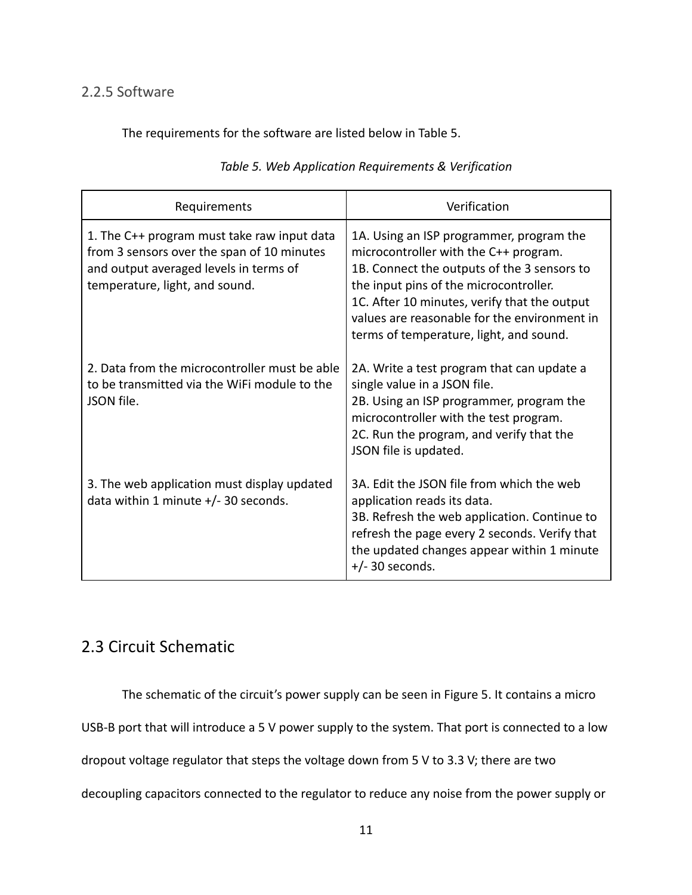### 2.2.5 Software

The requirements for the software are listed below in Table 5.

*Table 5. Web Application Requirements & Verification*

| Requirements | Verification |
|---|---|
| 1. The C++ program must take raw input data from 3 sensors over the span of 10 minutes and output averaged levels in terms of temperature, light, and sound. | 1A. Using an ISP programmer, program the microcontroller with the C++ program.<br>1B. Connect the outputs of the 3 sensors to the input pins of the microcontroller.<br>1C. After 10 minutes, verify that the output values are reasonable for the environment in terms of temperature, light, and sound. |
| 2. Data from the microcontroller must be able to be transmitted via the WiFi module to the JSON file. | 2A. Write a test program that can update a single value in a JSON file.<br>2B. Using an ISP programmer, program the microcontroller with the test program.<br>2C. Run the program, and verify that the JSON file is updated. |
| 3. The web application must display updated data within 1 minute +/- 30 seconds. | 3A. Edit the JSON file from which the web application reads its data.<br>3B. Refresh the web application. Continue to refresh the page every 2 seconds. Verify that the updated changes appear within 1 minute +/- 30 seconds. |

## 2.3 Circuit Schematic

The schematic of the circuit's power supply can be seen in Figure 5. It contains a micro USB-B port that will introduce a 5 V power supply to the system. That port is connected to a low dropout voltage regulator that steps the voltage down from 5 V to 3.3 V; there are two decoupling capacitors connected to the regulator to reduce any noise from the power supply or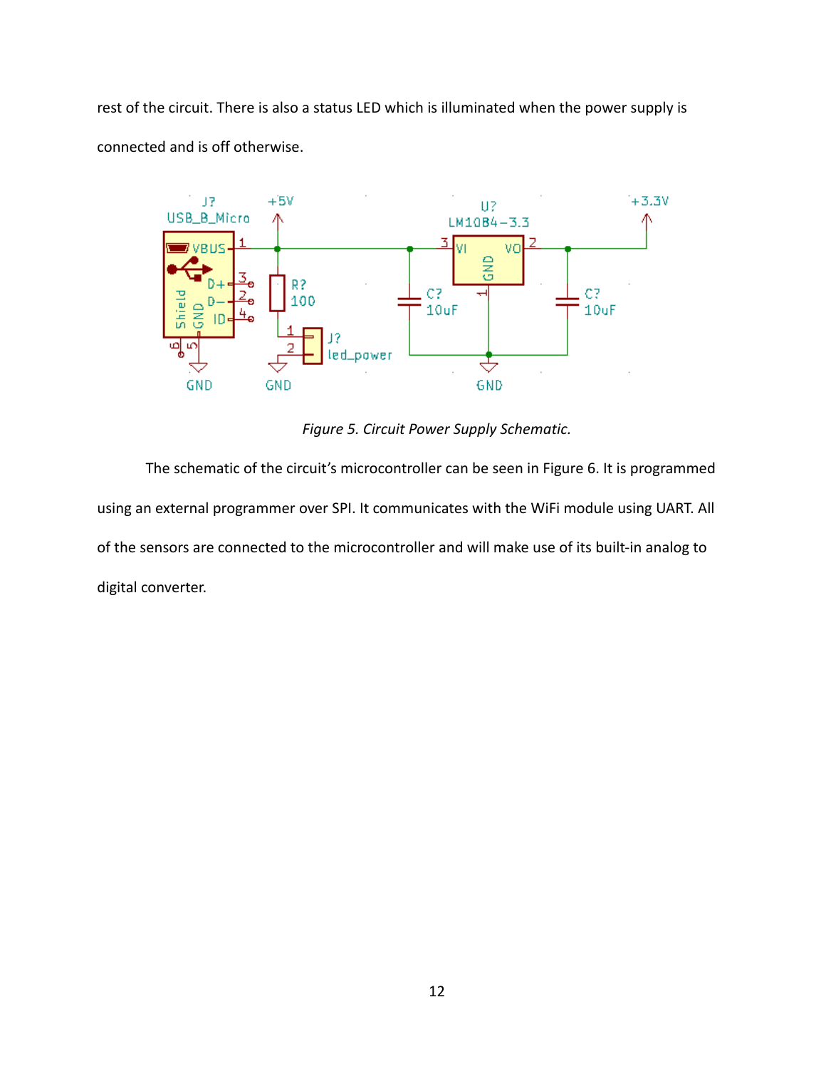rest of the circuit. There is also a status LED which is illuminated when the power supply is connected and is off otherwise.

*Figure 5. Circuit Power Supply Schematic.*

The schematic of the circuit's microcontroller can be seen in Figure 6. It is programmed using an external programmer over SPI. It communicates with the WiFi module using UART. All of the sensors are connected to the microcontroller and will make use of its built-in analog to digital converter.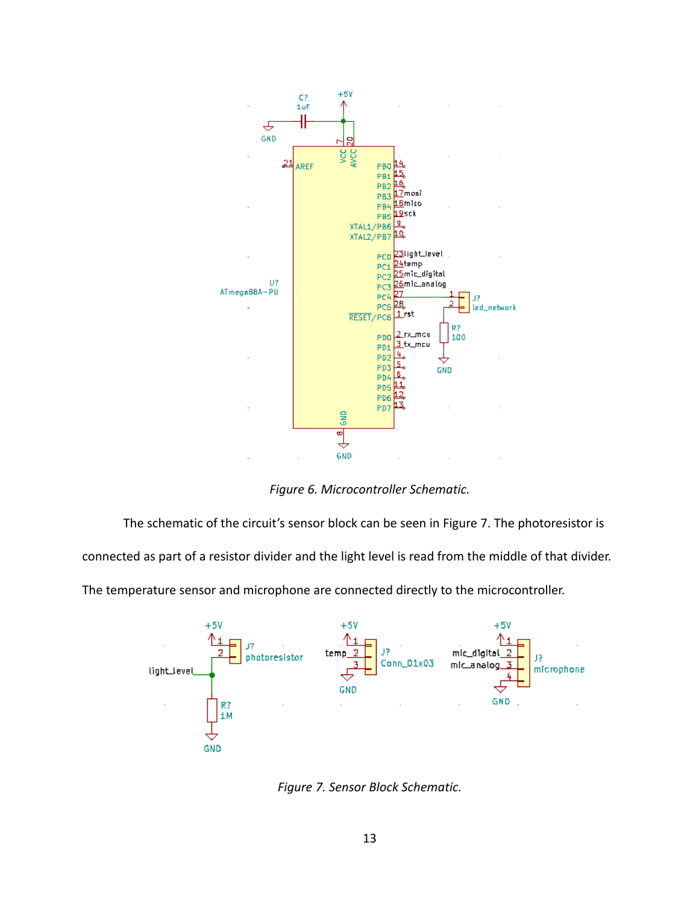Figure 6. Microcontroller Schematic.

The schematic of the circuit's sensor block can be seen in Figure 7. The photoresistor is connected as part of a resistor divider and the light level is read from the middle of that divider. The temperature sensor and microphone are connected directly to the microcontroller.

Figure 7. Sensor Block Schematic.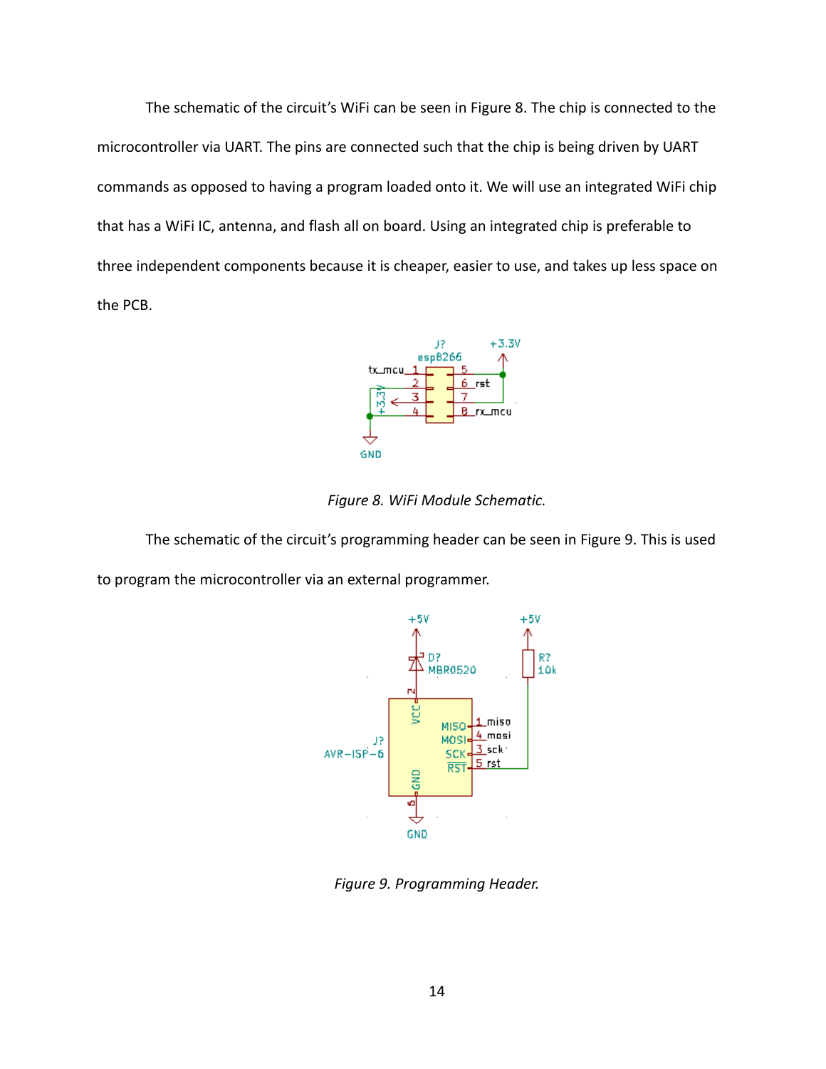The schematic of the circuit's WiFi can be seen in Figure 8. The chip is connected to the microcontroller via UART. The pins are connected such that the chip is being driven by UART commands as opposed to having a program loaded onto it. We will use an integrated WiFi chip that has a WiFi IC, antenna, and flash all on board. Using an integrated chip is preferable to three independent components because it is cheaper, easier to use, and takes up less space on the PCB.

*Figure 8. WiFi Module Schematic.*

The schematic of the circuit's programming header can be seen in Figure 9. This is used to program the microcontroller via an external programmer.

*Figure 9. Programming Header.*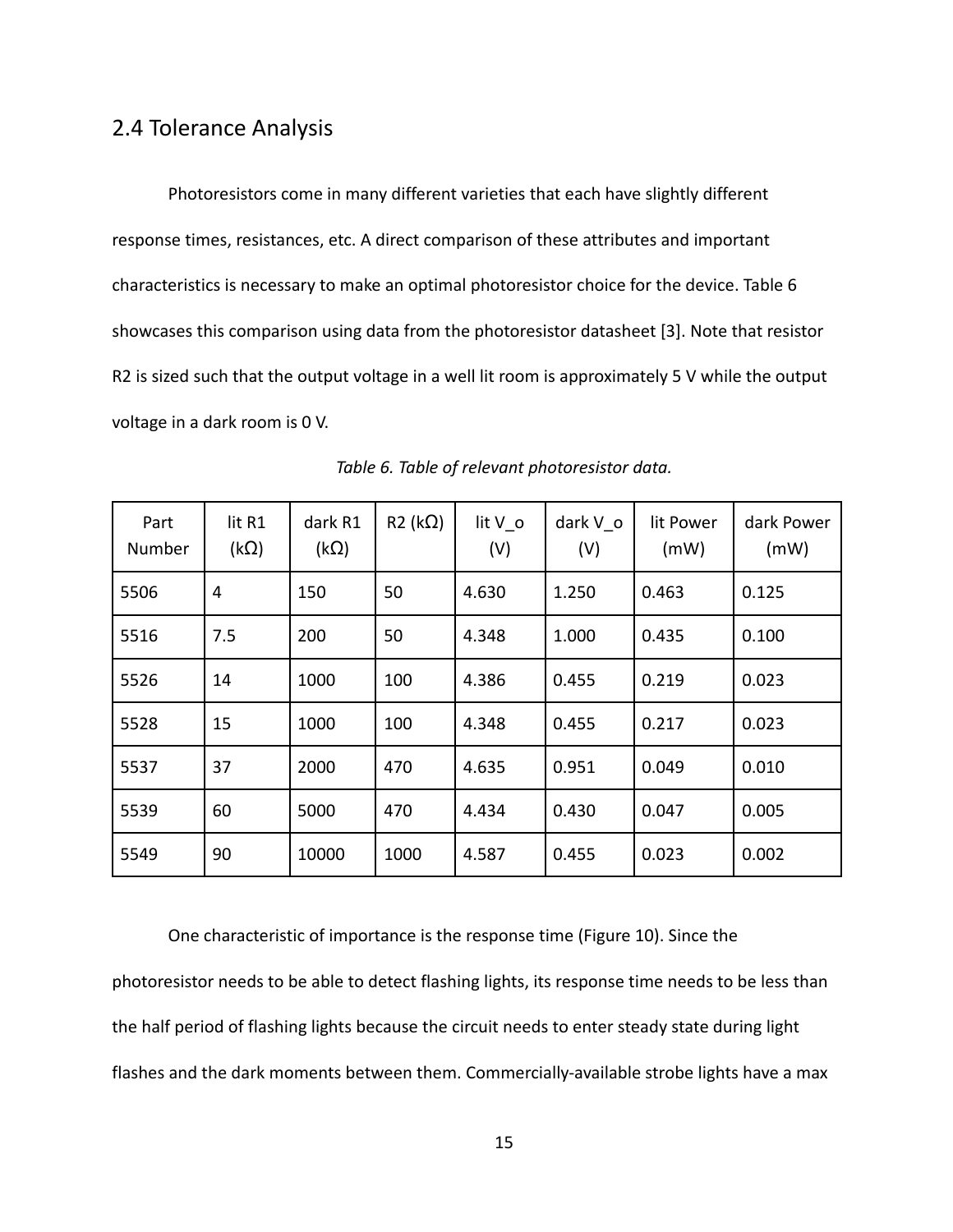## 2.4 Tolerance Analysis

Photoresistors come in many different varieties that each have slightly different response times, resistances, etc. A direct comparison of these attributes and important characteristics is necessary to make an optimal photoresistor choice for the device. Table 6 showcases this comparison using data from the photoresistor datasheet [3]. Note that resistor R2 is sized such that the output voltage in a well lit room is approximately 5 V while the output voltage in a dark room is 0 V.

*Table 6. Table of relevant photoresistor data.*

| Part Number | lit R1 (kΩ) | dark R1 (kΩ) | R2 (kΩ) | lit V_o (V) | dark V_o (V) | lit Power (mW) | dark Power (mW) |
|---|---|---|---|---|---|---|---|
| 5506 | 4 | 150 | 50 | 4.630 | 1.250 | 0.463 | 0.125 |
| 5516 | 7.5 | 200 | 50 | 4.348 | 1.000 | 0.435 | 0.100 |
| 5526 | 14 | 1000 | 100 | 4.386 | 0.455 | 0.219 | 0.023 |
| 5528 | 15 | 1000 | 100 | 4.348 | 0.455 | 0.217 | 0.023 |
| 5537 | 37 | 2000 | 470 | 4.635 | 0.951 | 0.049 | 0.010 |
| 5539 | 60 | 5000 | 470 | 4.434 | 0.430 | 0.047 | 0.005 |
| 5549 | 90 | 10000 | 1000 | 4.587 | 0.455 | 0.023 | 0.002 |

One characteristic of importance is the response time (Figure 10). Since the photoresistor needs to be able to detect flashing lights, its response time needs to be less than the half period of flashing lights because the circuit needs to enter steady state during light flashes and the dark moments between them. Commercially-available strobe lights have a max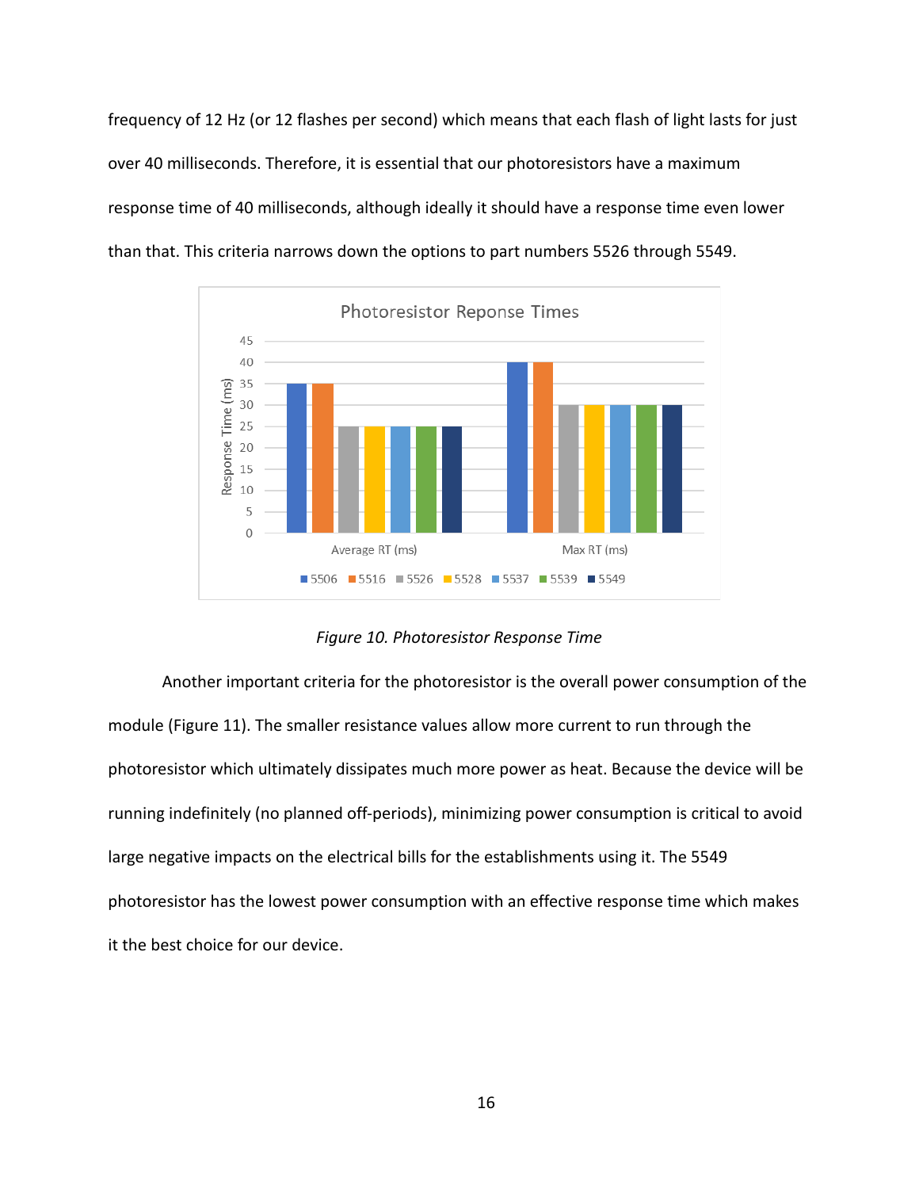frequency of 12 Hz (or 12 flashes per second) which means that each flash of light lasts for just over 40 milliseconds. Therefore, it is essential that our photoresistors have a maximum response time of 40 milliseconds, although ideally it should have a response time even lower than that. This criteria narrows down the options to part numbers 5526 through 5549.

*Figure 10. Photoresistor Response Time*

Another important criteria for the photoresistor is the overall power consumption of the module (Figure 11). The smaller resistance values allow more current to run through the photoresistor which ultimately dissipates much more power as heat. Because the device will be running indefinitely (no planned off-periods), minimizing power consumption is critical to avoid large negative impacts on the electrical bills for the establishments using it. The 5549 photoresistor has the lowest power consumption with an effective response time which makes it the best choice for our device.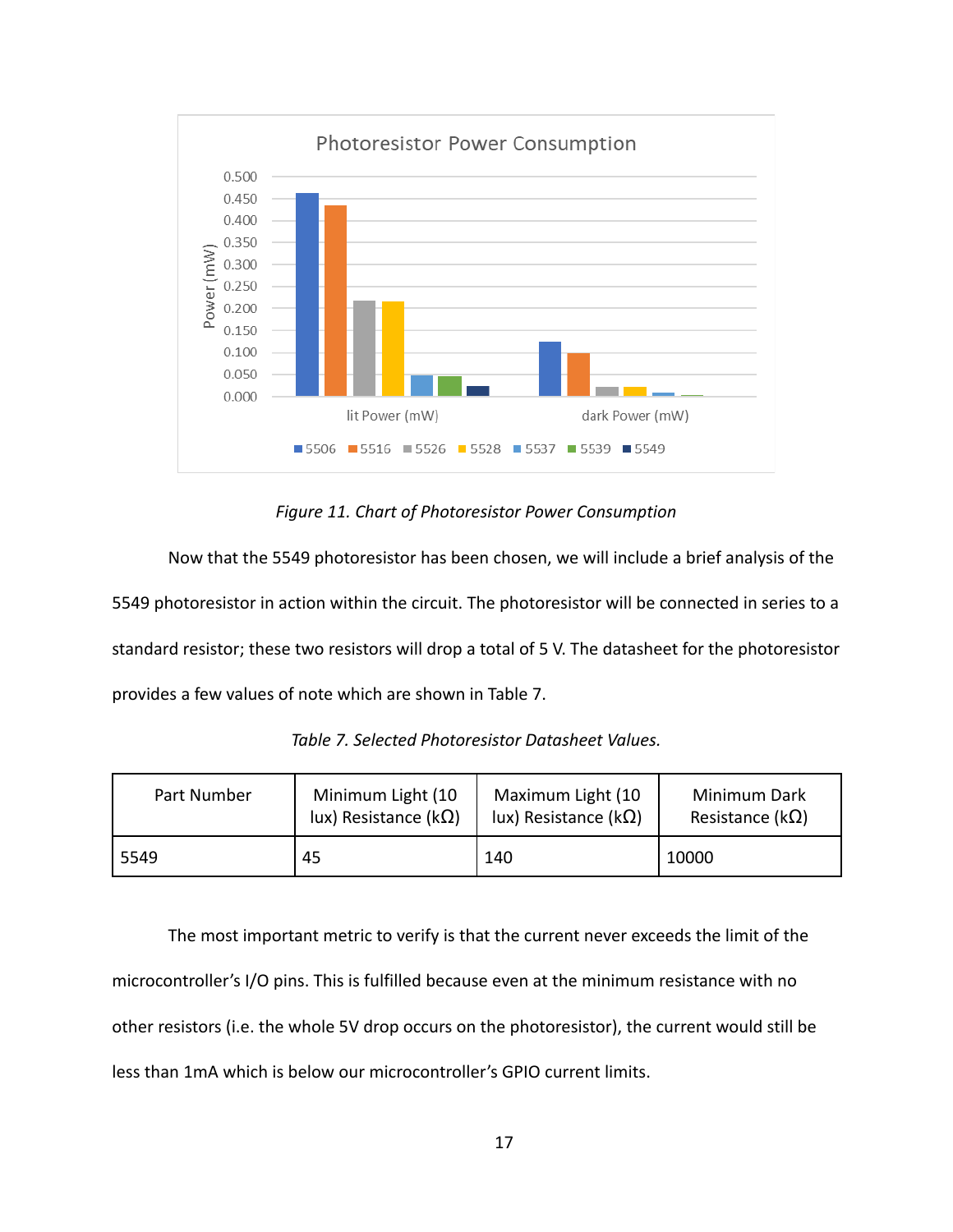*Figure 11. Chart of Photoresistor Power Consumption*

Now that the 5549 photoresistor has been chosen, we will include a brief analysis of the 5549 photoresistor in action within the circuit. The photoresistor will be connected in series to a standard resistor; these two resistors will drop a total of 5 V. The datasheet for the photoresistor provides a few values of note which are shown in Table 7.

*Table 7. Selected Photoresistor Datasheet Values.*

| Part Number | Minimum Light (10 lux) Resistance (kΩ) | Maximum Light (10 lux) Resistance (kΩ) | Minimum Dark Resistance (kΩ) |
| --- | --- | --- | --- |
| 5549 | 45 | 140 | 10000 |

The most important metric to verify is that the current never exceeds the limit of the microcontroller's I/O pins. This is fulfilled because even at the minimum resistance with no other resistors (i.e. the whole 5V drop occurs on the photoresistor), the current would still be less than 1mA which is below our microcontroller's GPIO current limits.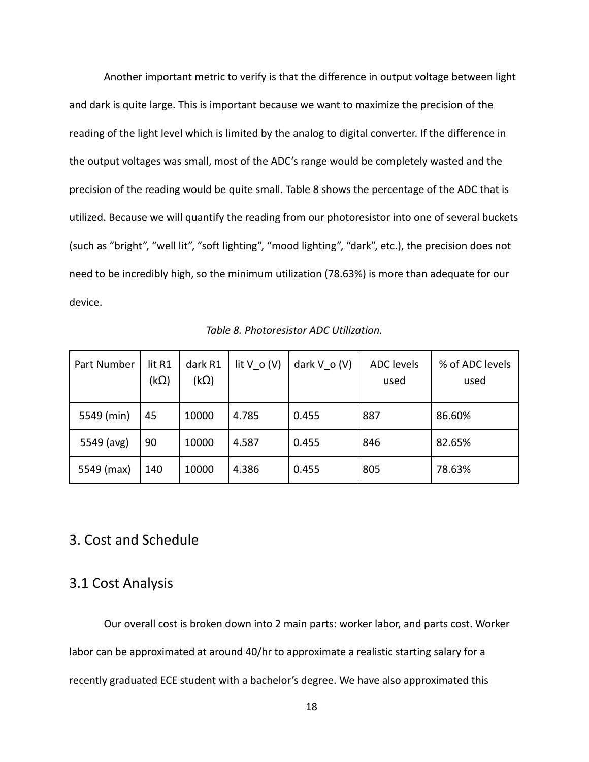Another important metric to verify is that the difference in output voltage between light and dark is quite large. This is important because we want to maximize the precision of the reading of the light level which is limited by the analog to digital converter. If the difference in the output voltages was small, most of the ADC's range would be completely wasted and the precision of the reading would be quite small. Table 8 shows the percentage of the ADC that is utilized. Because we will quantify the reading from our photoresistor into one of several buckets (such as "bright", "well lit", "soft lighting", "mood lighting", "dark", etc.), the precision does not need to be incredibly high, so the minimum utilization (78.63%) is more than adequate for our device.

*Table 8. Photoresistor ADC Utilization.*

| Part Number | lit R1 (kΩ) | dark R1 (kΩ) | lit V_o (V) | dark V_o (V) | ADC levels used | % of ADC levels used |
| --- | --- | --- | --- | --- | --- | --- |
| 5549 (min) | 45 | 10000 | 4.785 | 0.455 | 887 | 86.60% |
| 5549 (avg) | 90 | 10000 | 4.587 | 0.455 | 846 | 82.65% |
| 5549 (max) | 140 | 10000 | 4.386 | 0.455 | 805 | 78.63% |

# 3. Cost and Schedule

## 3.1 Cost Analysis

Our overall cost is broken down into 2 main parts: worker labor, and parts cost. Worker labor can be approximated at around 40/hr to approximate a realistic starting salary for a recently graduated ECE student with a bachelor's degree. We have also approximated this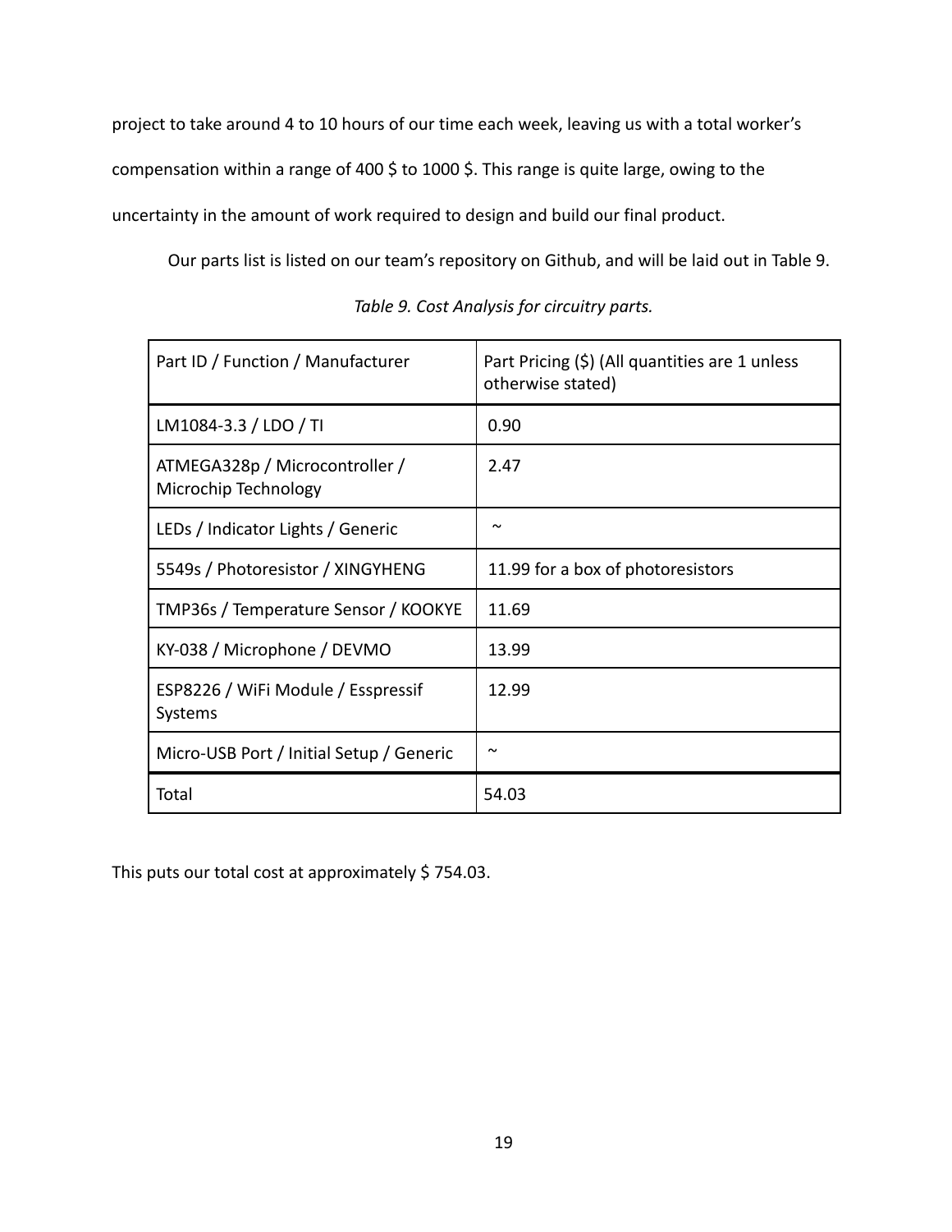project to take around 4 to 10 hours of our time each week, leaving us with a total worker's compensation within a range of 400 $ to 1000 $. This range is quite large, owing to the uncertainty in the amount of work required to design and build our final product.

Our parts list is listed on our team's repository on Github, and will be laid out in Table 9.

*Table 9. Cost Analysis for circuitry parts.*

| Part ID / Function / Manufacturer | Part Pricing ($) (All quantities are 1 unless otherwise stated) |
|---|---|
| LM1084-3.3 / LDO / TI | 0.90 |
| ATMEGA328p / Microcontroller / Microchip Technology | 2.47 |
| LEDs / Indicator Lights / Generic | ~ |
| 5549s / Photoresistor / XINGYHENG | 11.99 for a box of photoresistors |
| TMP36s / Temperature Sensor / KOOKYE | 11.69 |
| KY-038 / Microphone / DEVMO | 13.99 |
| ESP8226 / WiFi Module / Esspressif Systems | 12.99 |
| Micro-USB Port / Initial Setup / Generic | ~ |
| Total | 54.03 |

This puts our total cost at approximately $ 754.03.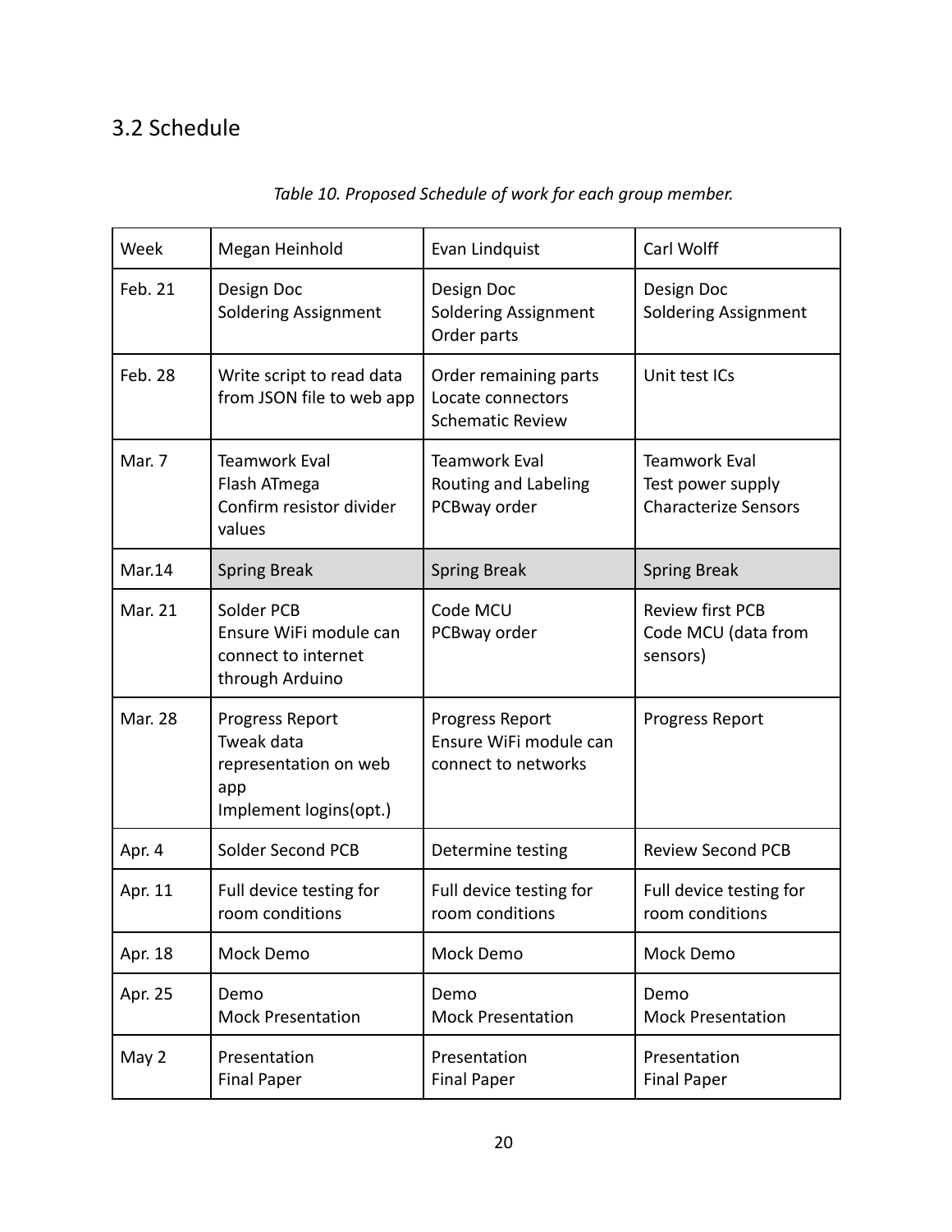## 3.2 Schedule

*Table 10. Proposed Schedule of work for each group member.*

| Week | Megan Heinhold | Evan Lindquist | Carl Wolff |
|---|---|---|---|
| Feb. 21 | Design Doc<br>Soldering Assignment | Design Doc<br>Soldering Assignment<br>Order parts | Design Doc<br>Soldering Assignment |
| Feb. 28 | Write script to read data from JSON file to web app | Order remaining parts<br>Locate connectors<br>Schematic Review | Unit test ICs |
| Mar. 7 | Teamwork Eval<br>Flash ATmega<br>Confirm resistor divider values | Teamwork Eval<br>Routing and Labeling<br>PCBway order | Teamwork Eval<br>Test power supply<br>Characterize Sensors |
| Mar.14 | Spring Break | Spring Break | Spring Break |
| Mar. 21 | Solder PCB<br>Ensure WiFi module can connect to internet through Arduino | Code MCU<br>PCBway order | Review first PCB<br>Code MCU (data from sensors) |
| Mar. 28 | Progress Report<br>Tweak data representation on web app<br>Implement logins(opt.) | Progress Report<br>Ensure WiFi module can connect to networks | Progress Report |
| Apr. 4 | Solder Second PCB | Determine testing | Review Second PCB |
| Apr. 11 | Full device testing for room conditions | Full device testing for room conditions | Full device testing for room conditions |
| Apr. 18 | Mock Demo | Mock Demo | Mock Demo |
| Apr. 25 | Demo<br>Mock Presentation | Demo<br>Mock Presentation | Demo<br>Mock Presentation |
| May 2 | Presentation<br>Final Paper | Presentation<br>Final Paper | Presentation<br>Final Paper |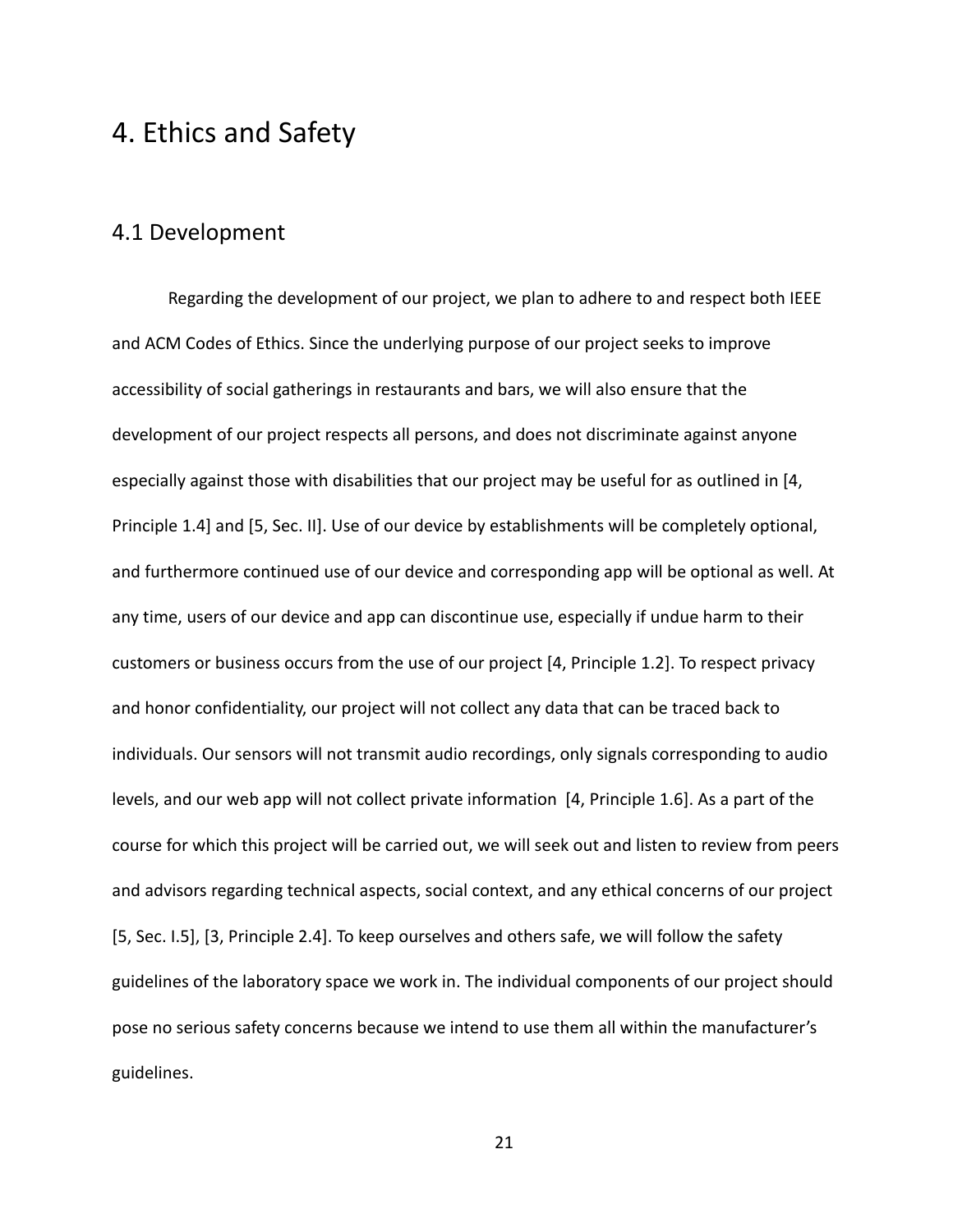# 4. Ethics and Safety

## 4.1 Development

Regarding the development of our project, we plan to adhere to and respect both IEEE and ACM Codes of Ethics. Since the underlying purpose of our project seeks to improve accessibility of social gatherings in restaurants and bars, we will also ensure that the development of our project respects all persons, and does not discriminate against anyone especially against those with disabilities that our project may be useful for as outlined in [4, Principle 1.4] and [5, Sec. II]. Use of our device by establishments will be completely optional, and furthermore continued use of our device and corresponding app will be optional as well. At any time, users of our device and app can discontinue use, especially if undue harm to their customers or business occurs from the use of our project [4, Principle 1.2]. To respect privacy and honor confidentiality, our project will not collect any data that can be traced back to individuals. Our sensors will not transmit audio recordings, only signals corresponding to audio levels, and our web app will not collect private information [4, Principle 1.6]. As a part of the course for which this project will be carried out, we will seek out and listen to review from peers and advisors regarding technical aspects, social context, and any ethical concerns of our project [5, Sec. I.5], [3, Principle 2.4]. To keep ourselves and others safe, we will follow the safety guidelines of the laboratory space we work in. The individual components of our project should pose no serious safety concerns because we intend to use them all within the manufacturer's guidelines.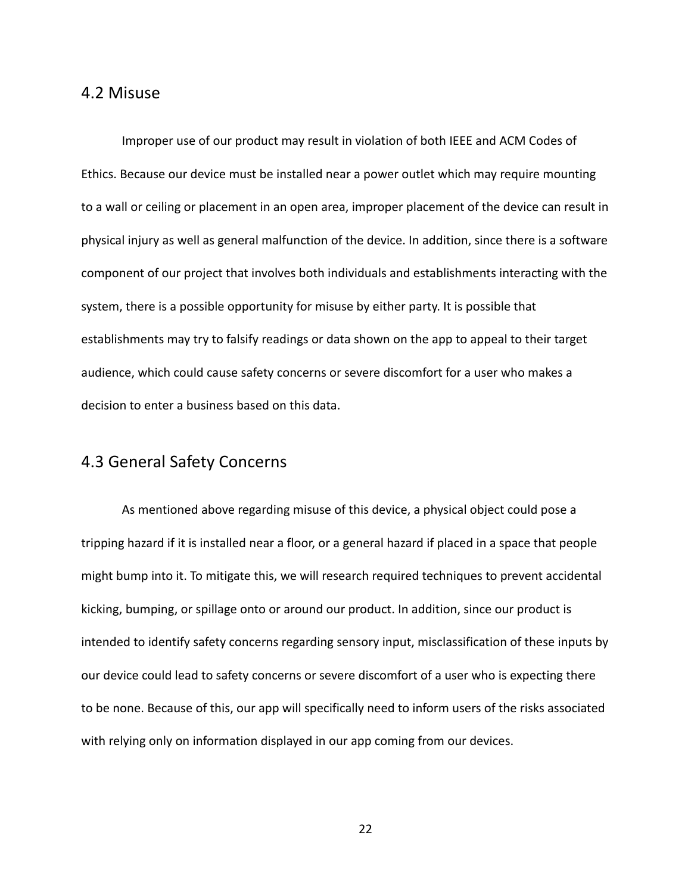## 4.2 Misuse

Improper use of our product may result in violation of both IEEE and ACM Codes of Ethics. Because our device must be installed near a power outlet which may require mounting to a wall or ceiling or placement in an open area, improper placement of the device can result in physical injury as well as general malfunction of the device. In addition, since there is a software component of our project that involves both individuals and establishments interacting with the system, there is a possible opportunity for misuse by either party. It is possible that establishments may try to falsify readings or data shown on the app to appeal to their target audience, which could cause safety concerns or severe discomfort for a user who makes a decision to enter a business based on this data.

## 4.3 General Safety Concerns

As mentioned above regarding misuse of this device, a physical object could pose a tripping hazard if it is installed near a floor, or a general hazard if placed in a space that people might bump into it. To mitigate this, we will research required techniques to prevent accidental kicking, bumping, or spillage onto or around our product. In addition, since our product is intended to identify safety concerns regarding sensory input, misclassification of these inputs by our device could lead to safety concerns or severe discomfort of a user who is expecting there to be none. Because of this, our app will specifically need to inform users of the risks associated with relying only on information displayed in our app coming from our devices.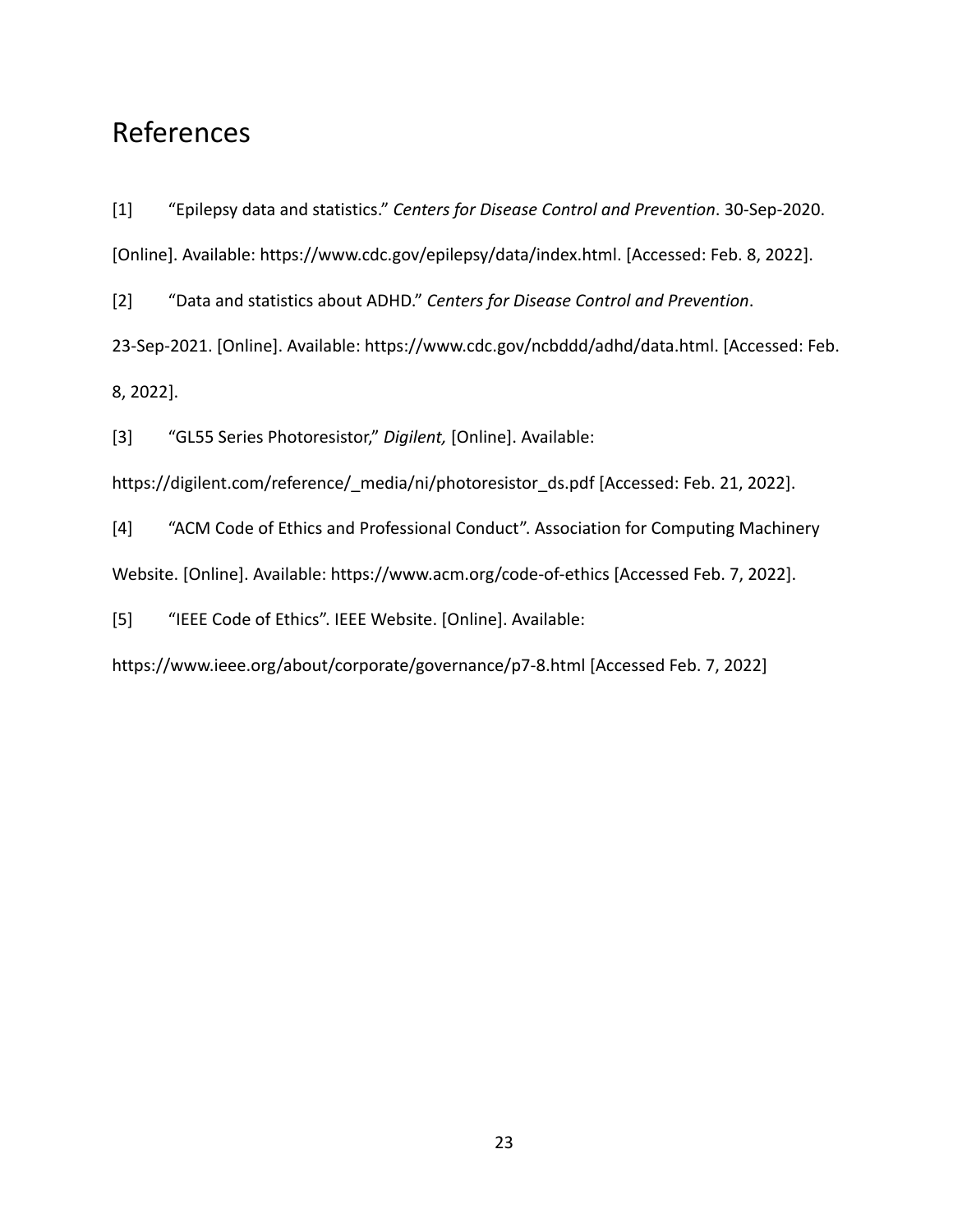# References

[1] “Epilepsy data and statistics.” *Centers for Disease Control and Prevention*. 30-Sep-2020. [Online]. Available: https://www.cdc.gov/epilepsy/data/index.html. [Accessed: Feb. 8, 2022].

[2] “Data and statistics about ADHD.” *Centers for Disease Control and Prevention*. 23-Sep-2021. [Online]. Available: https://www.cdc.gov/ncbddd/adhd/data.html. [Accessed: Feb. 8, 2022].

[3] “GL55 Series Photoresistor,” *Digilent,* [Online]. Available: https://digilent.com/reference/_media/ni/photoresistor_ds.pdf [Accessed: Feb. 21, 2022].

[4] “ACM Code of Ethics and Professional Conduct”. Association for Computing Machinery Website. [Online]. Available: https://www.acm.org/code-of-ethics [Accessed Feb. 7, 2022].

[5] “IEEE Code of Ethics”. IEEE Website. [Online]. Available: https://www.ieee.org/about/corporate/governance/p7-8.html [Accessed Feb. 7, 2022]